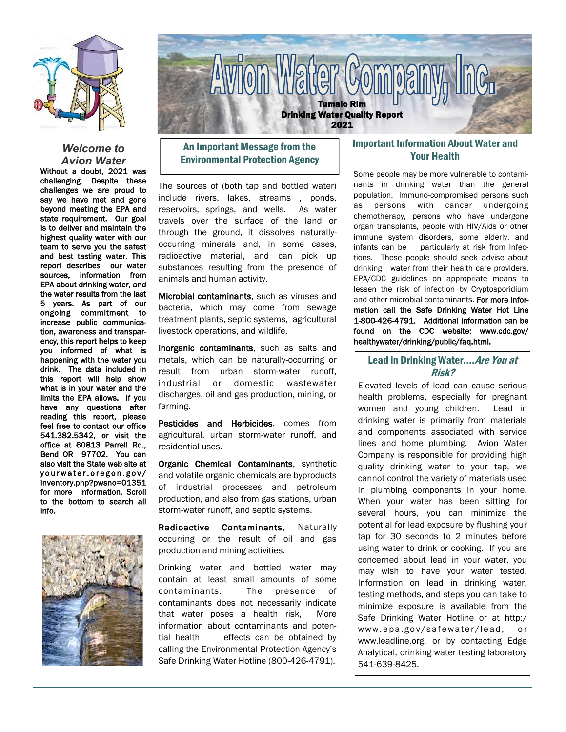# Avion Water Company, Inc.

**Tumalo Rim**
**Drinking Water Quality Report**
**2021**

## *Welcome to Avion Water*

**Without a doubt, 2021 was challenging. Despite these challenges we are proud to say we have met and gone beyond meeting the EPA and state requirement. Our goal is to deliver and maintain the highest quality water with our team to serve you the safest and best tasting water. This report describes our water sources, information from EPA about drinking water, and the water results from the last 5 years. As part of our ongoing commitment to increase public communication, awareness and transparency, this report helps to keep you informed of what is happening with the water you drink. The data included in this report will help show what is in your water and the limits the EPA allows. If you have any questions after reading this report, please feel free to contact our office 541.382.5342, or visit the office at 60813 Parrell Rd., Bend OR 97702. You can also visit the State web site at yourwater.oregon.gov/inventory.php?pwsno=01351 for more information. Scroll to the bottom to search all info.**

## An Important Message from the Environmental Protection Agency

The sources of (both tap and bottled water) include rivers, lakes, streams , ponds, reservoirs, springs, and wells. As water travels over the surface of the land or through the ground, it dissolves naturally-occurring minerals and, in some cases, radioactive material, and can pick up substances resulting from the presence of animals and human activity.

**Microbial contaminants**, such as viruses and bacteria, which may come from sewage treatment plants, septic systems, agricultural livestock operations, and wildlife.

**Inorganic contaminants**, such as salts and metals, which can be naturally-occurring or result from urban storm-water runoff, industrial or domestic wastewater discharges, oil and gas production, mining, or farming.

**Pesticides and Herbicides**, comes from agricultural, urban storm-water runoff, and residential uses.

**Organic Chemical Contaminants**, synthetic and volatile organic chemicals are byproducts of industrial processes and petroleum production, and also from gas stations, urban storm-water runoff, and septic systems.

**Radioactive Contaminants**, Naturally occurring or the result of oil and gas production and mining activities.

Drinking water and bottled water may contain at least small amounts of some contaminants. The presence of contaminants does not necessarily indicate that water poses a health risk, More information about contaminants and potential health effects can be obtained by calling the Environmental Protection Agency's Safe Drinking Water Hotline (800-426-4791).

## Important Information About Water and Your Health

Some people may be more vulnerable to contaminants in drinking water than the general population. Immuno-compromised persons such as persons with cancer undergoing chemotherapy, persons who have undergone organ transplants, people with HIV/Aids or other immune system disorders, some elderly, and infants can be particularly at risk from Infections. These people should seek advise about drinking water from their health care providers. EPA/CDC guidelines on appropriate means to lessen the risk of infection by Cryptosporidium and other microbial contaminants. **For more information call the Safe Drinking Water Hot Line 1-800-426-4791. Additional information can be found on the CDC website: www.cdc.gov/healthywater/drinking/public/faq.html.**

## Lead in Drinking Water....*Are You at Risk?*

Elevated levels of lead can cause serious health problems, especially for pregnant women and young children. Lead in drinking water is primarily from materials and components associated with service lines and home plumbing. Avion Water Company is responsible for providing high quality drinking water to your tap, we cannot control the variety of materials used in plumbing components in your home. When your water has been sitting for several hours, you can minimize the potential for lead exposure by flushing your tap for 30 seconds to 2 minutes before using water to drink or cooking. If you are concerned about lead in your water, you may wish to have your water tested. Information on lead in drinking water, testing methods, and steps you can take to minimize exposure is available from the Safe Drinking Water Hotline or at http:/www.epa.gov/safewater/lead, or www.leadline.org, or by contacting Edge Analytical, drinking water testing laboratory 541-639-8425.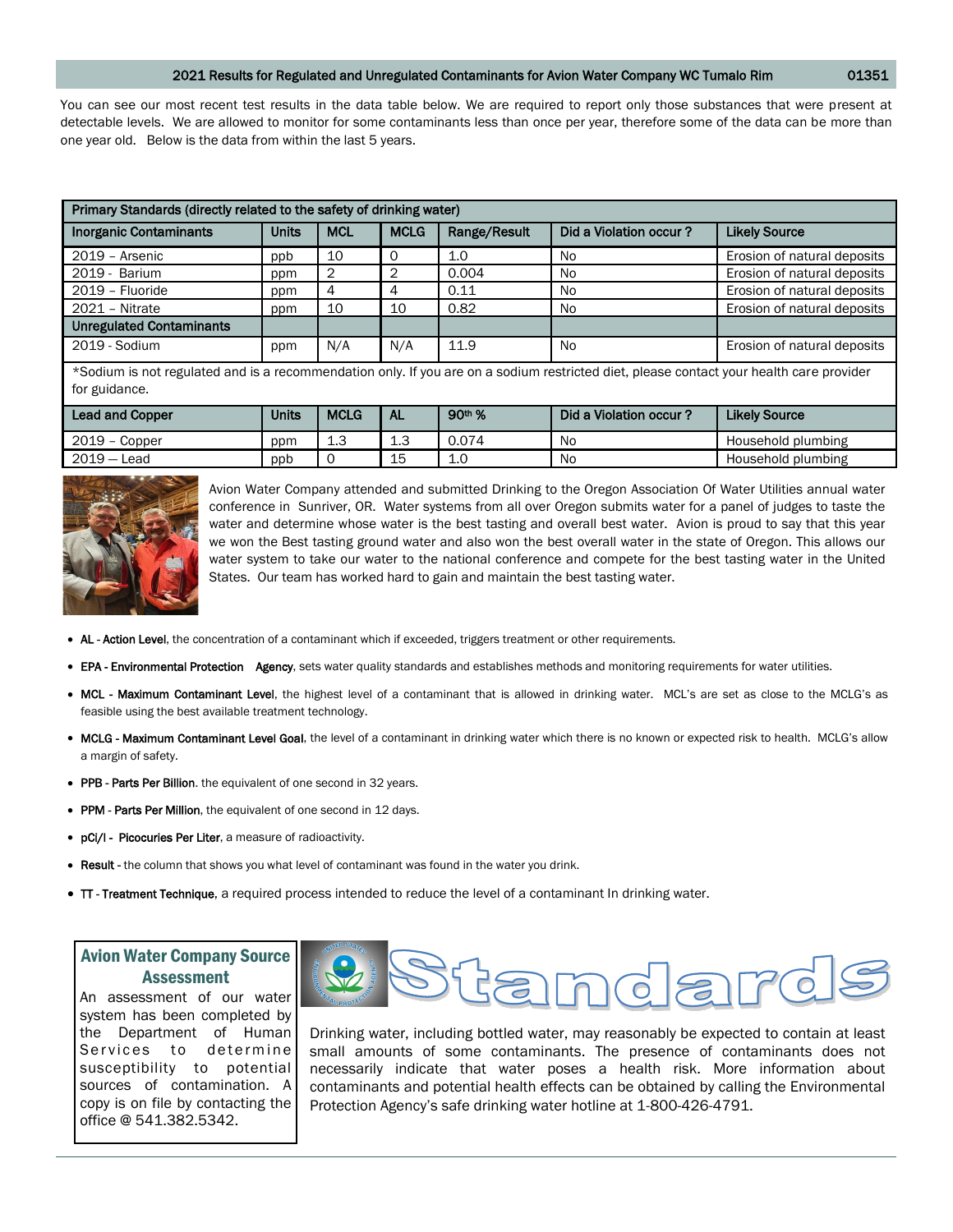## 2021 Results for Regulated and Unregulated Contaminants for Avion Water Company WC Tumalo Rim 01351

You can see our most recent test results in the data table below. We are required to report only those substances that were present at detectable levels. We are allowed to monitor for some contaminants less than once per year, therefore some of the data can be more than one year old. Below is the data from within the last 5 years.

| Primary Standards (directly related to the safety of drinking water) | | | | | | |
|---|---|---|---|---|---|---|
| **Inorganic Contaminants** | **Units** | **MCL** | **MCLG** | **Range/Result** | **Did a Violation occur ?** | **Likely Source** |
| 2019 – Arsenic | ppb | 10 | 0 | 1.0 | No | Erosion of natural deposits |
| 2019 - Barium | ppm | 2 | 2 | 0.004 | No | Erosion of natural deposits |
| 2019 – Fluoride | ppm | 4 | 4 | 0.11 | No | Erosion of natural deposits |
| 2021 – Nitrate | ppm | 10 | 10 | 0.82 | No | Erosion of natural deposits |
| **Unregulated Contaminants** | | | | | | |
| 2019 - Sodium | ppm | N/A | N/A | 11.9 | No | Erosion of natural deposits |
| *Sodium is not regulated and is a recommendation only. If you are on a sodium restricted diet, please contact your health care provider for guidance. | | | | | | |
| **Lead and Copper** | **Units** | **MCLG** | **AL** | **90th %** | **Did a Violation occur ?** | **Likely Source** |
| 2019 – Copper | ppm | 1.3 | 1.3 | 0.074 | No | Household plumbing |
| 2019 — Lead | ppb | 0 | 15 | 1.0 | No | Household plumbing |

Avion Water Company attended and submitted Drinking to the Oregon Association Of Water Utilities annual water conference in Sunriver, OR. Water systems from all over Oregon submits water for a panel of judges to taste the water and determine whose water is the best tasting and overall best water. Avion is proud to say that this year we won the Best tasting ground water and also won the best overall water in the state of Oregon. This allows our water system to take our water to the national conference and compete for the best tasting water in the United States. Our team has worked hard to gain and maintain the best tasting water.

- **AL - Action Level**, the concentration of a contaminant which if exceeded, triggers treatment or other requirements.
- **EPA - Environmental Protection Agency**, sets water quality standards and establishes methods and monitoring requirements for water utilities.
- **MCL - Maximum Contaminant Level**, the highest level of a contaminant that is allowed in drinking water. MCL's are set as close to the MCLG's as feasible using the best available treatment technology.
- **MCLG - Maximum Contaminant Level Goal**, the level of a contaminant in drinking water which there is no known or expected risk to health. MCLG's allow a margin of safety.
- **PPB - Parts Per Billion**. the equivalent of one second in 32 years.
- **PPM - Parts Per Million**, the equivalent of one second in 12 days.
- **pCi/l - Picocuries Per Liter**, a measure of radioactivity.
- **Result** - the column that shows you what level of contaminant was found in the water you drink.
- **TT - Treatment Technique**, a required process intended to reduce the level of a contaminant In drinking water.

### Avion Water Company Source Assessment

An assessment of our water system has been completed by the Department of Human Services to determine susceptibility to potential sources of contamination. A copy is on file by contacting the office @ 541.382.5342.

### Standards

Drinking water, including bottled water, may reasonably be expected to contain at least small amounts of some contaminants. The presence of contaminants does not necessarily indicate that water poses a health risk. More information about contaminants and potential health effects can be obtained by calling the Environmental Protection Agency's safe drinking water hotline at 1-800-426-4791.